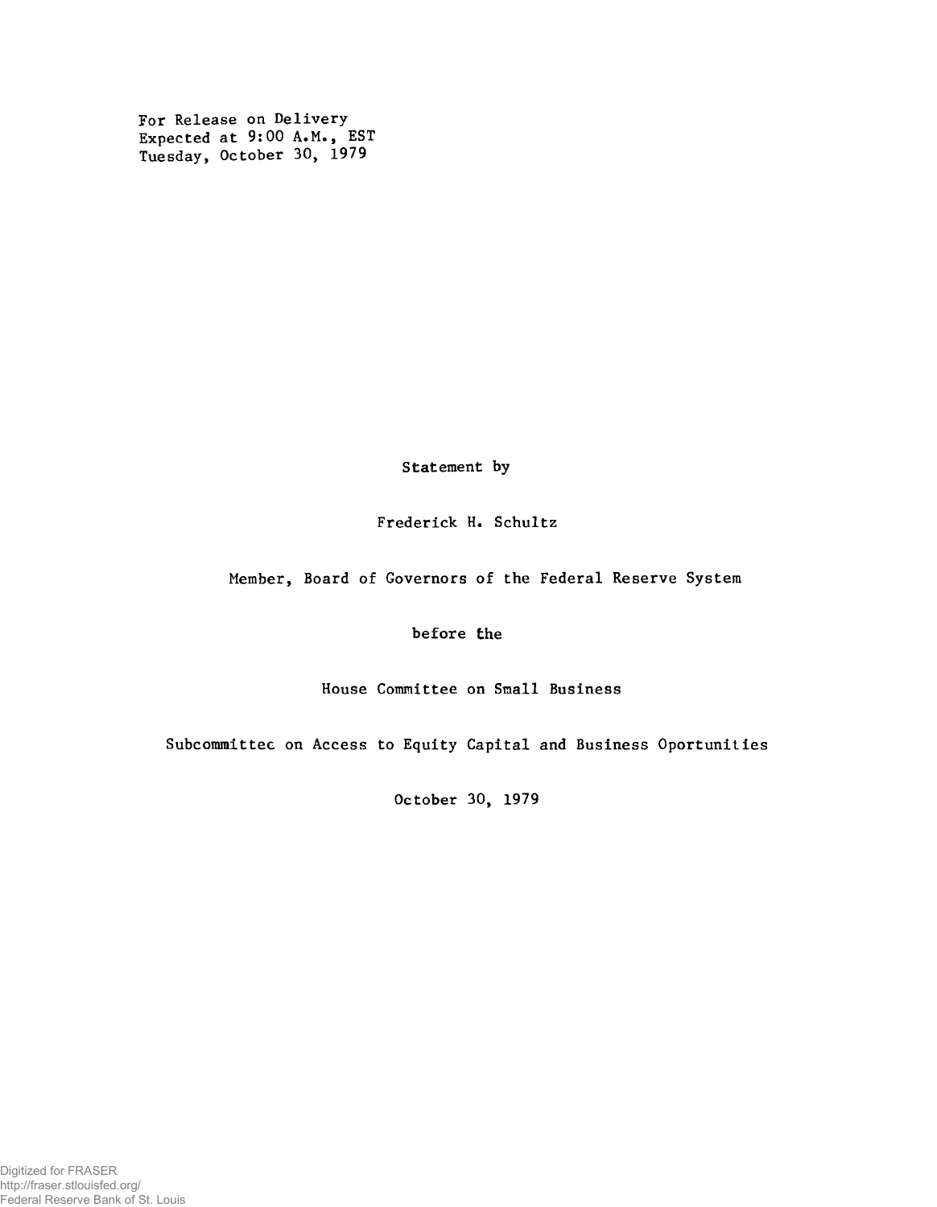For Release on Delivery
Expected at 9:00 A.M., EST
Tuesday, October 30, 1979

Statement by

Frederick H. Schultz

Member, Board of Governors of the Federal Reserve System

before the

House Committee on Small Business

Subcommittee on Access to Equity Capital and Business Oportunities

October 30, 1979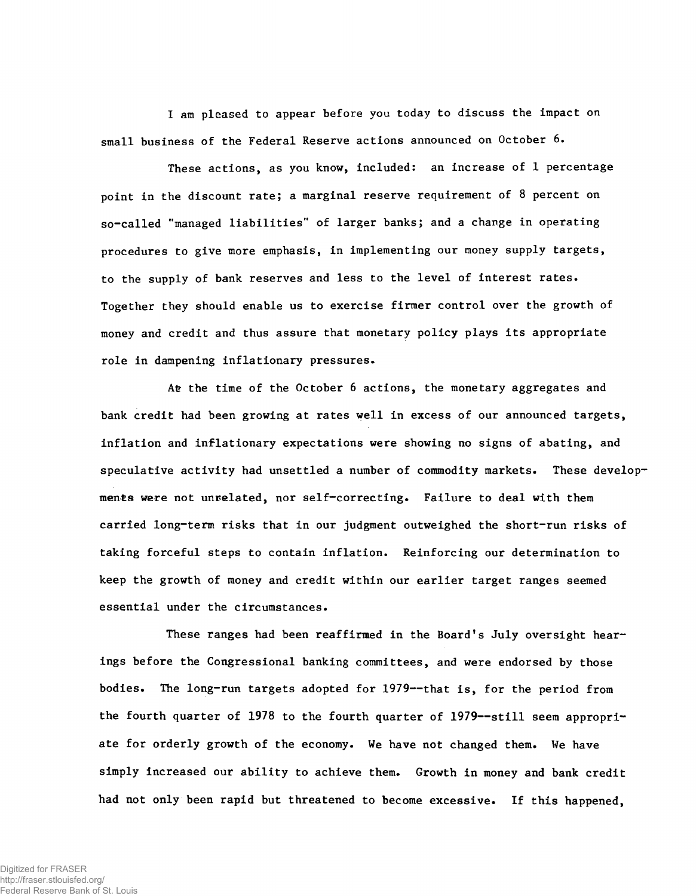I am pleased to appear before you today to discuss the impact on small business of the Federal Reserve actions announced on October 6.

These actions, as you know, included: an increase of 1 percentage point in the discount rate; a marginal reserve requirement of 8 percent on so-called "managed liabilities" of larger banks; and a change in operating procedures to give more emphasis, in implementing our money supply targets, to the supply of bank reserves and less to the level of interest rates. Together they should enable us to exercise firmer control over the growth of money and credit and thus assure that monetary policy plays its appropriate role in dampening inflationary pressures.

At the time of the October 6 actions, the monetary aggregates and bank credit had been growing at rates well in excess of our announced targets, inflation and inflationary expectations were showing no signs of abating, and speculative activity had unsettled a number of commodity markets. These developments were not unrelated, nor self-correcting. Failure to deal with them carried long-term risks that in our judgment outweighed the short-run risks of taking forceful steps to contain inflation. Reinforcing our determination to keep the growth of money and credit within our earlier target ranges seemed essential under the circumstances.

These ranges had been reaffirmed in the Board's July oversight hearings before the Congressional banking committees, and were endorsed by those bodies. The long-run targets adopted for 1979--that is, for the period from the fourth quarter of 1978 to the fourth quarter of 1979--still seem appropriate for orderly growth of the economy. We have not changed them. We have simply increased our ability to achieve them. Growth in money and bank credit had not only been rapid but threatened to become excessive. If this happened,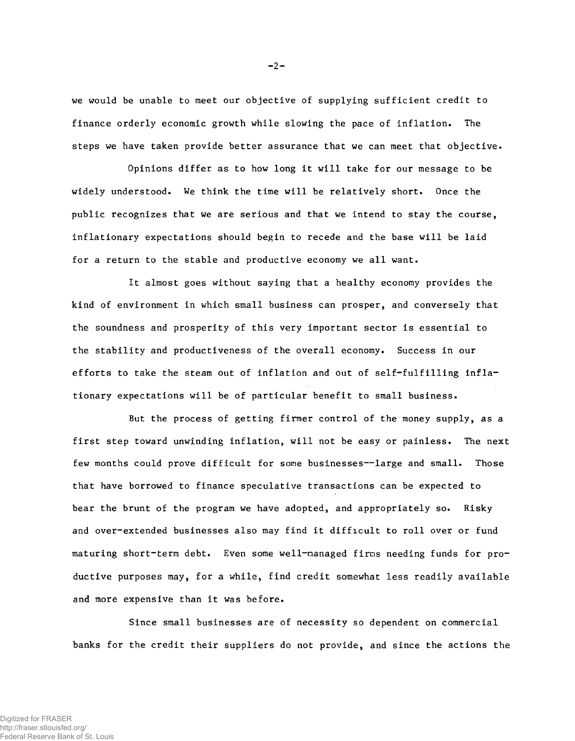we would be unable to meet our objective of supplying sufficient credit to finance orderly economic growth while slowing the pace of inflation. The steps we have taken provide better assurance that we can meet that objective.

Opinions differ as to how long it will take for our message to be widely understood. We think the time will be relatively short. Once the public recognizes that we are serious and that we intend to stay the course, inflationary expectations should begin to recede and the base will be laid for a return to the stable and productive economy we all want.

It almost goes without saying that a healthy economy provides the kind of environment in which small business can prosper, and conversely that the soundness and prosperity of this very important sector is essential to the stability and productiveness of the overall economy. Success in our efforts to take the steam out of inflation and out of self-fulfilling inflationary expectations will be of particular benefit to small business.

But the process of getting firmer control of the money supply, as a first step toward unwinding inflation, will not be easy or painless. The next few months could prove difficult for some businesses--large and small. Those that have borrowed to finance speculative transactions can be expected to bear the brunt of the program we have adopted, and appropriately so. Risky and over-extended businesses also may find it difficult to roll over or fund maturing short-term debt. Even some well-managed firms needing funds for productive purposes may, for a while, find credit somewhat less readily available and more expensive than it was before.

Since small businesses are of necessity so dependent on commercial banks for the credit their suppliers do not provide, and since the actions the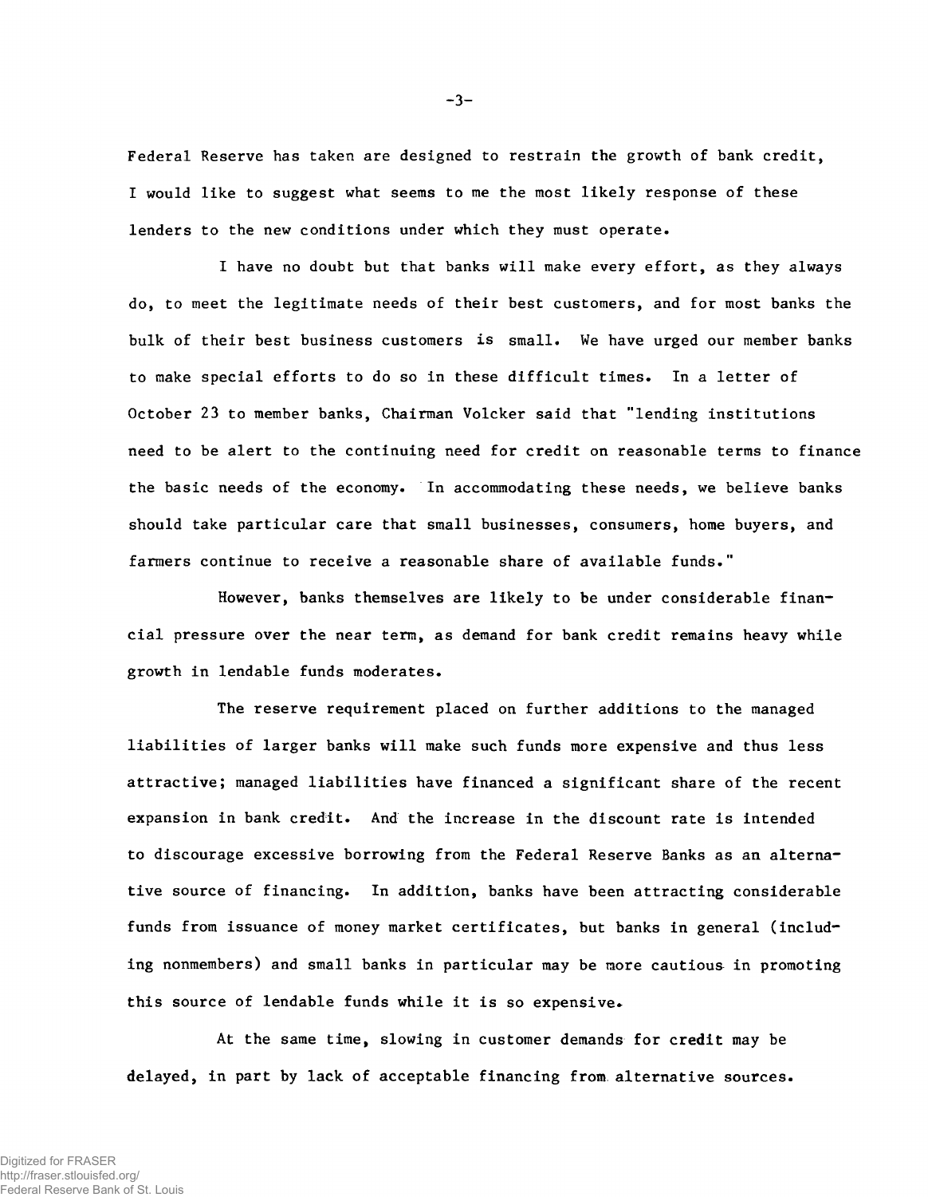Federal Reserve has taken are designed to restrain the growth of bank credit, I would like to suggest what seems to me the most likely response of these lenders to the new conditions under which they must operate.

I have no doubt but that banks will make every effort, as they always do, to meet the legitimate needs of their best customers, and for most banks the bulk of their best business customers is small. We have urged our member banks to make special efforts to do so in these difficult times. In a letter of October 23 to member banks, Chairman Volcker said that "lending institutions need to be alert to the continuing need for credit on reasonable terms to finance the basic needs of the economy. In accommodating these needs, we believe banks should take particular care that small businesses, consumers, home buyers, and farmers continue to receive a reasonable share of available funds."

However, banks themselves are likely to be under considerable financial pressure over the near term, as demand for bank credit remains heavy while growth in lendable funds moderates.

The reserve requirement placed on further additions to the managed liabilities of larger banks will make such funds more expensive and thus less attractive; managed liabilities have financed a significant share of the recent expansion in bank credit. And the increase in the discount rate is intended to discourage excessive borrowing from the Federal Reserve Banks as an alternative source of financing. In addition, banks have been attracting considerable funds from issuance of money market certificates, but banks in general (including nonmembers) and small banks in particular may be more cautious in promoting this source of lendable funds while it is so expensive.

At the same time, slowing in customer demands for credit may be delayed, in part by lack of acceptable financing from alternative sources.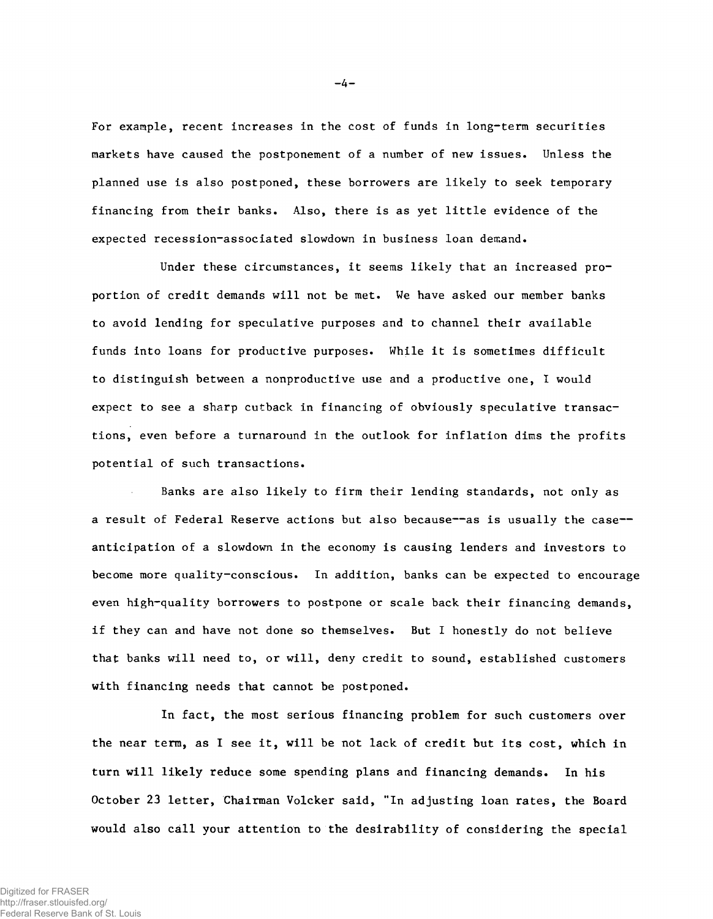For example, recent increases in the cost of funds in long-term securities markets have caused the postponement of a number of new issues. Unless the planned use is also postponed, these borrowers are likely to seek temporary financing from their banks. Also, there is as yet little evidence of the expected recession-associated slowdown in business loan demand.

Under these circumstances, it seems likely that an increased proportion of credit demands will not be met. We have asked our member banks to avoid lending for speculative purposes and to channel their available funds into loans for productive purposes. While it is sometimes difficult to distinguish between a nonproductive use and a productive one, I would expect to see a sharp cutback in financing of obviously speculative transactions, even before a turnaround in the outlook for inflation dims the profits potential of such transactions.

Banks are also likely to firm their lending standards, not only as a result of Federal Reserve actions but also because--as is usually the case--anticipation of a slowdown in the economy is causing lenders and investors to become more quality-conscious. In addition, banks can be expected to encourage even high-quality borrowers to postpone or scale back their financing demands, if they can and have not done so themselves. But I honestly do not believe that banks will need to, or will, deny credit to sound, established customers with financing needs that cannot be postponed.

In fact, the most serious financing problem for such customers over the near term, as I see it, will be not lack of credit but its cost, which in turn will likely reduce some spending plans and financing demands. In his October 23 letter, Chairman Volcker said, "In adjusting loan rates, the Board would also call your attention to the desirability of considering the special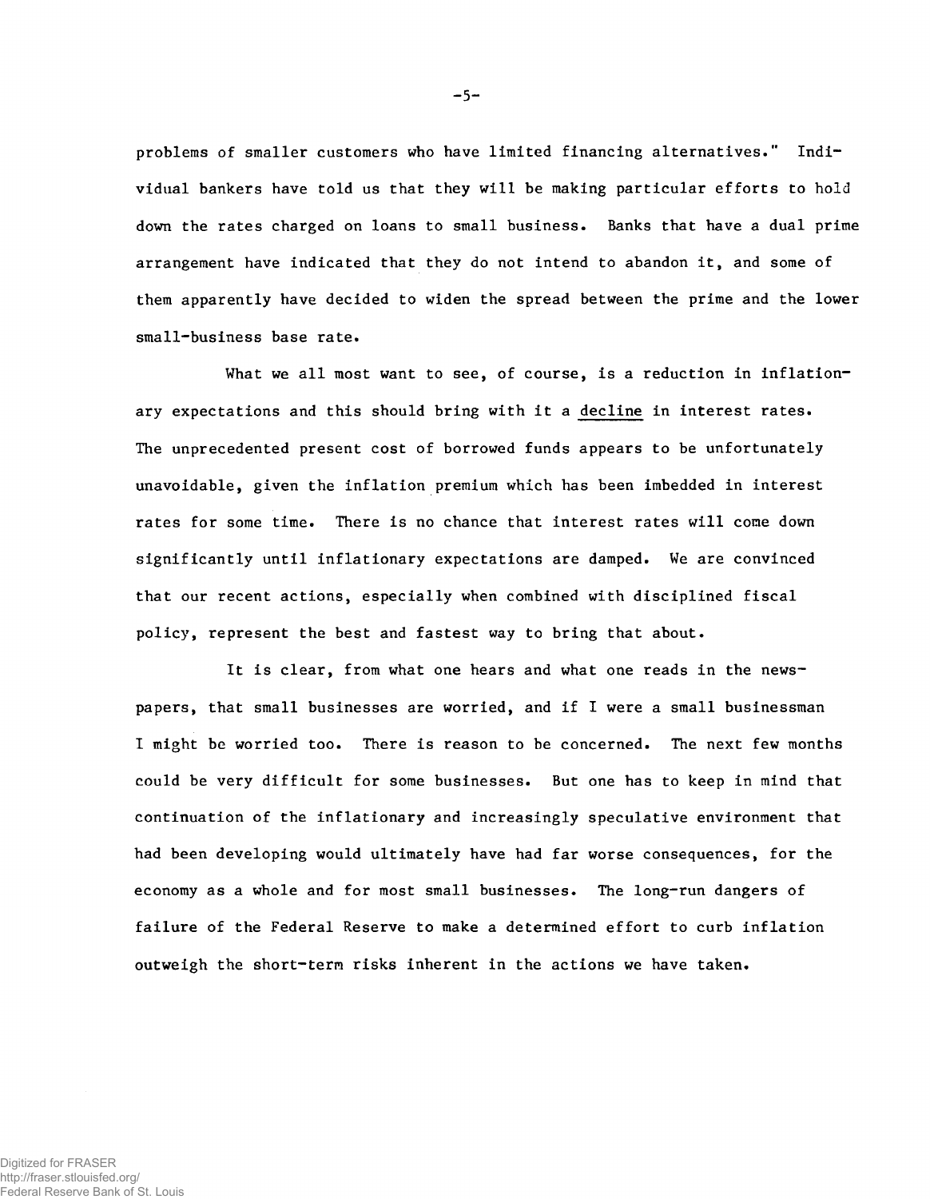problems of smaller customers who have limited financing alternatives." Individual bankers have told us that they will be making particular efforts to hold down the rates charged on loans to small business. Banks that have a dual prime arrangement have indicated that they do not intend to abandon it, and some of them apparently have decided to widen the spread between the prime and the lower small-business base rate.

What we all most want to see, of course, is a reduction in inflationary expectations and this should bring with it a <u>decline</u> in interest rates. The unprecedented present cost of borrowed funds appears to be unfortunately unavoidable, given the inflation premium which has been imbedded in interest rates for some time. There is no chance that interest rates will come down significantly until inflationary expectations are damped. We are convinced that our recent actions, especially when combined with disciplined fiscal policy, represent the best and fastest way to bring that about.

It is clear, from what one hears and what one reads in the newspapers, that small businesses are worried, and if I were a small businessman I might be worried too. There is reason to be concerned. The next few months could be very difficult for some businesses. But one has to keep in mind that continuation of the inflationary and increasingly speculative environment that had been developing would ultimately have had far worse consequences, for the economy as a whole and for most small businesses. The long-run dangers of failure of the Federal Reserve to make a determined effort to curb inflation outweigh the short-term risks inherent in the actions we have taken.